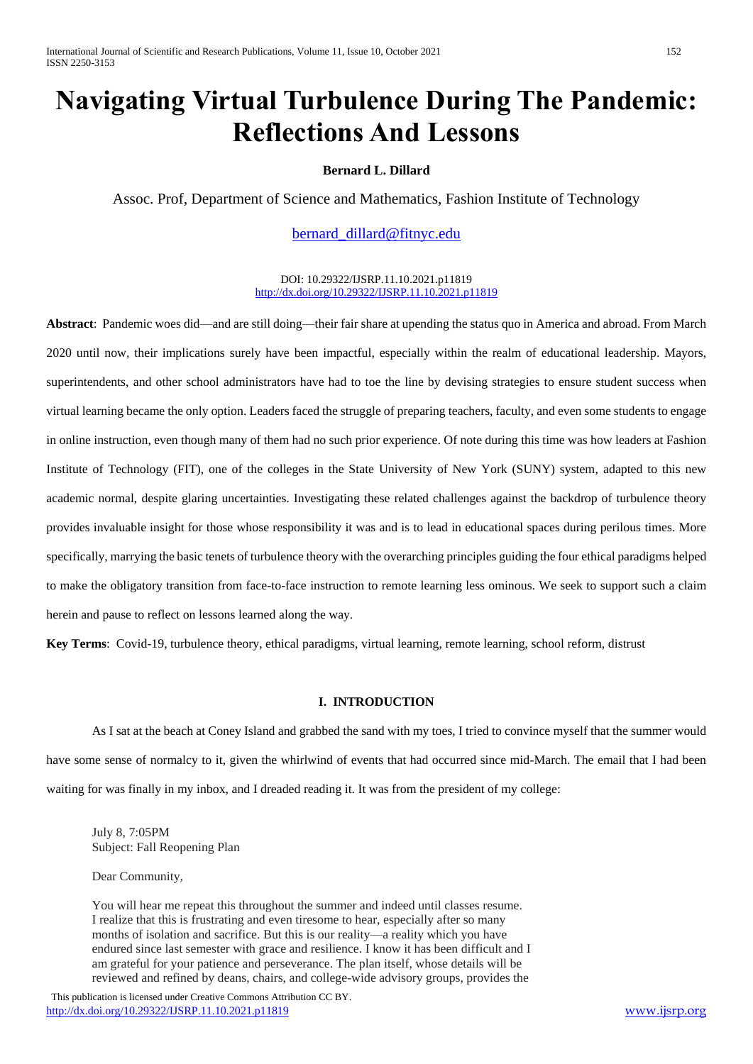# Navigating Virtual Turbulence During The Pandemic: Reflections And Lessons

**Bernard L. Dillard**

Assoc. Prof, Department of Science and Mathematics, Fashion Institute of Technology

bernard_dillard@fitnyc.edu

DOI: 10.29322/IJSRP.11.10.2021.p11819
http://dx.doi.org/10.29322/IJSRP.11.10.2021.p11819

**Abstract**: Pandemic woes did—and are still doing—their fair share at upending the status quo in America and abroad. From March 2020 until now, their implications surely have been impactful, especially within the realm of educational leadership. Mayors, superintendents, and other school administrators have had to toe the line by devising strategies to ensure student success when virtual learning became the only option. Leaders faced the struggle of preparing teachers, faculty, and even some students to engage in online instruction, even though many of them had no such prior experience. Of note during this time was how leaders at Fashion Institute of Technology (FIT), one of the colleges in the State University of New York (SUNY) system, adapted to this new academic normal, despite glaring uncertainties. Investigating these related challenges against the backdrop of turbulence theory provides invaluable insight for those whose responsibility it was and is to lead in educational spaces during perilous times. More specifically, marrying the basic tenets of turbulence theory with the overarching principles guiding the four ethical paradigms helped to make the obligatory transition from face-to-face instruction to remote learning less ominous. We seek to support such a claim herein and pause to reflect on lessons learned along the way.

**Key Terms**: Covid-19, turbulence theory, ethical paradigms, virtual learning, remote learning, school reform, distrust

## I. INTRODUCTION

As I sat at the beach at Coney Island and grabbed the sand with my toes, I tried to convince myself that the summer would have some sense of normalcy to it, given the whirlwind of events that had occurred since mid-March. The email that I had been waiting for was finally in my inbox, and I dreaded reading it. It was from the president of my college:

> July 8, 7:05PM
> Subject: Fall Reopening Plan
>
> Dear Community,
>
> You will hear me repeat this throughout the summer and indeed until classes resume. I realize that this is frustrating and even tiresome to hear, especially after so many months of isolation and sacrifice. But this is our reality—a reality which you have endured since last semester with grace and resilience. I know it has been difficult and I am grateful for your patience and perseverance. The plan itself, whose details will be reviewed and refined by deans, chairs, and college-wide advisory groups, provides the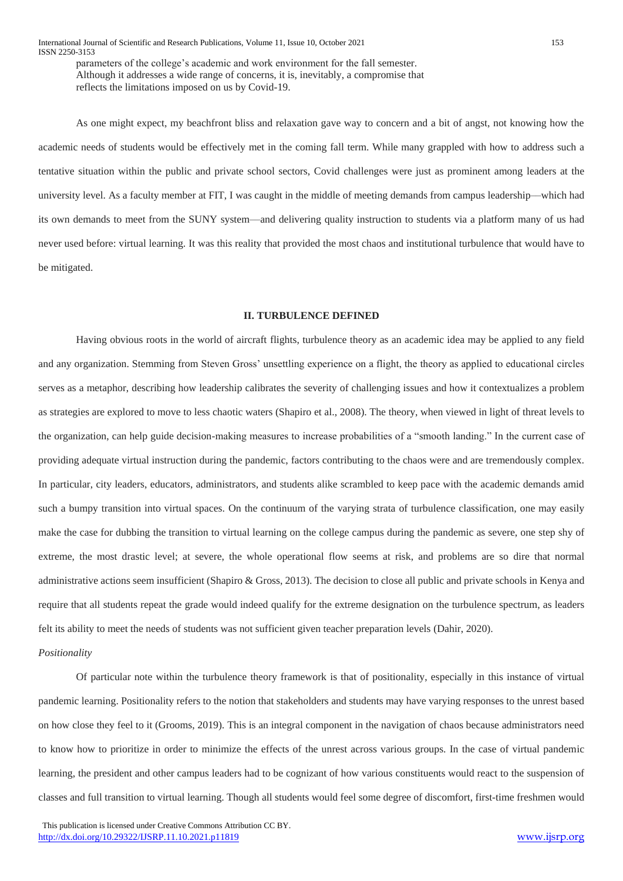parameters of the college's academic and work environment for the fall semester. Although it addresses a wide range of concerns, it is, inevitably, a compromise that reflects the limitations imposed on us by Covid-19.

As one might expect, my beachfront bliss and relaxation gave way to concern and a bit of angst, not knowing how the academic needs of students would be effectively met in the coming fall term. While many grappled with how to address such a tentative situation within the public and private school sectors, Covid challenges were just as prominent among leaders at the university level. As a faculty member at FIT, I was caught in the middle of meeting demands from campus leadership—which had its own demands to meet from the SUNY system—and delivering quality instruction to students via a platform many of us had never used before: virtual learning. It was this reality that provided the most chaos and institutional turbulence that would have to be mitigated.

## II. TURBULENCE DEFINED

Having obvious roots in the world of aircraft flights, turbulence theory as an academic idea may be applied to any field and any organization. Stemming from Steven Gross' unsettling experience on a flight, the theory as applied to educational circles serves as a metaphor, describing how leadership calibrates the severity of challenging issues and how it contextualizes a problem as strategies are explored to move to less chaotic waters (Shapiro et al., 2008). The theory, when viewed in light of threat levels to the organization, can help guide decision-making measures to increase probabilities of a "smooth landing." In the current case of providing adequate virtual instruction during the pandemic, factors contributing to the chaos were and are tremendously complex. In particular, city leaders, educators, administrators, and students alike scrambled to keep pace with the academic demands amid such a bumpy transition into virtual spaces. On the continuum of the varying strata of turbulence classification, one may easily make the case for dubbing the transition to virtual learning on the college campus during the pandemic as severe, one step shy of extreme, the most drastic level; at severe, the whole operational flow seems at risk, and problems are so dire that normal administrative actions seem insufficient (Shapiro & Gross, 2013). The decision to close all public and private schools in Kenya and require that all students repeat the grade would indeed qualify for the extreme designation on the turbulence spectrum, as leaders felt its ability to meet the needs of students was not sufficient given teacher preparation levels (Dahir, 2020).

*Positionality*

Of particular note within the turbulence theory framework is that of positionality, especially in this instance of virtual pandemic learning. Positionality refers to the notion that stakeholders and students may have varying responses to the unrest based on how close they feel to it (Grooms, 2019). This is an integral component in the navigation of chaos because administrators need to know how to prioritize in order to minimize the effects of the unrest across various groups. In the case of virtual pandemic learning, the president and other campus leaders had to be cognizant of how various constituents would react to the suspension of classes and full transition to virtual learning. Though all students would feel some degree of discomfort, first-time freshmen would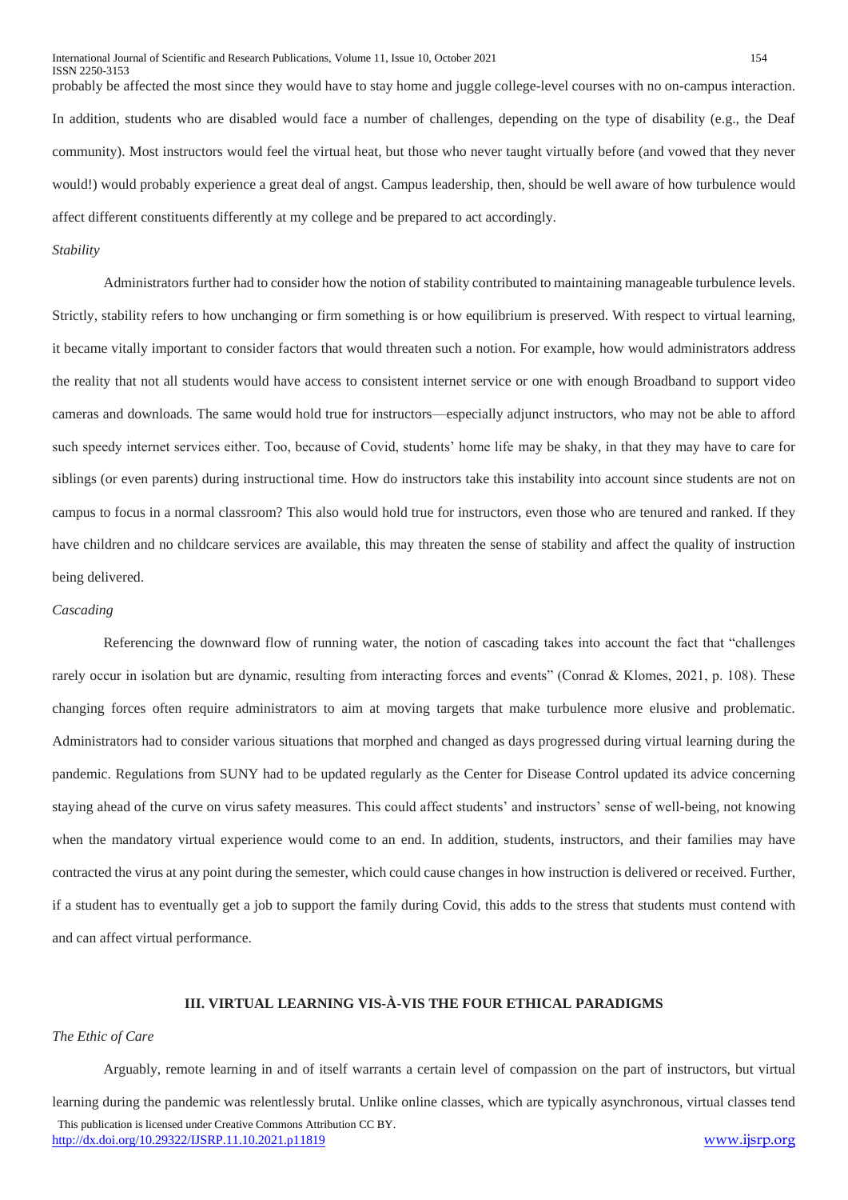probably be affected the most since they would have to stay home and juggle college-level courses with no on-campus interaction. In addition, students who are disabled would face a number of challenges, depending on the type of disability (e.g., the Deaf community). Most instructors would feel the virtual heat, but those who never taught virtually before (and vowed that they never would!) would probably experience a great deal of angst. Campus leadership, then, should be well aware of how turbulence would affect different constituents differently at my college and be prepared to act accordingly.

*Stability*

Administrators further had to consider how the notion of stability contributed to maintaining manageable turbulence levels. Strictly, stability refers to how unchanging or firm something is or how equilibrium is preserved. With respect to virtual learning, it became vitally important to consider factors that would threaten such a notion. For example, how would administrators address the reality that not all students would have access to consistent internet service or one with enough Broadband to support video cameras and downloads. The same would hold true for instructors—especially adjunct instructors, who may not be able to afford such speedy internet services either. Too, because of Covid, students' home life may be shaky, in that they may have to care for siblings (or even parents) during instructional time. How do instructors take this instability into account since students are not on campus to focus in a normal classroom? This also would hold true for instructors, even those who are tenured and ranked. If they have children and no childcare services are available, this may threaten the sense of stability and affect the quality of instruction being delivered.

*Cascading*

Referencing the downward flow of running water, the notion of cascading takes into account the fact that "challenges rarely occur in isolation but are dynamic, resulting from interacting forces and events" (Conrad & Klomes, 2021, p. 108). These changing forces often require administrators to aim at moving targets that make turbulence more elusive and problematic. Administrators had to consider various situations that morphed and changed as days progressed during virtual learning during the pandemic. Regulations from SUNY had to be updated regularly as the Center for Disease Control updated its advice concerning staying ahead of the curve on virus safety measures. This could affect students' and instructors' sense of well-being, not knowing when the mandatory virtual experience would come to an end. In addition, students, instructors, and their families may have contracted the virus at any point during the semester, which could cause changes in how instruction is delivered or received. Further, if a student has to eventually get a job to support the family during Covid, this adds to the stress that students must contend with and can affect virtual performance.

## III. VIRTUAL LEARNING VIS-À-VIS THE FOUR ETHICAL PARADIGMS

*The Ethic of Care*

Arguably, remote learning in and of itself warrants a certain level of compassion on the part of instructors, but virtual learning during the pandemic was relentlessly brutal. Unlike online classes, which are typically asynchronous, virtual classes tend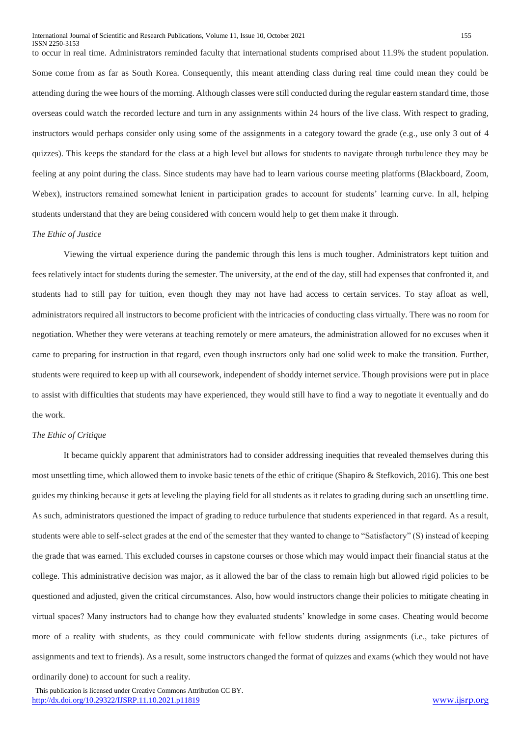to occur in real time. Administrators reminded faculty that international students comprised about 11.9% the student population. Some come from as far as South Korea. Consequently, this meant attending class during real time could mean they could be attending during the wee hours of the morning. Although classes were still conducted during the regular eastern standard time, those overseas could watch the recorded lecture and turn in any assignments within 24 hours of the live class. With respect to grading, instructors would perhaps consider only using some of the assignments in a category toward the grade (e.g., use only 3 out of 4 quizzes). This keeps the standard for the class at a high level but allows for students to navigate through turbulence they may be feeling at any point during the class. Since students may have had to learn various course meeting platforms (Blackboard, Zoom, Webex), instructors remained somewhat lenient in participation grades to account for students' learning curve. In all, helping students understand that they are being considered with concern would help to get them make it through.

*The Ethic of Justice*

Viewing the virtual experience during the pandemic through this lens is much tougher. Administrators kept tuition and fees relatively intact for students during the semester. The university, at the end of the day, still had expenses that confronted it, and students had to still pay for tuition, even though they may not have had access to certain services. To stay afloat as well, administrators required all instructors to become proficient with the intricacies of conducting class virtually. There was no room for negotiation. Whether they were veterans at teaching remotely or mere amateurs, the administration allowed for no excuses when it came to preparing for instruction in that regard, even though instructors only had one solid week to make the transition. Further, students were required to keep up with all coursework, independent of shoddy internet service. Though provisions were put in place to assist with difficulties that students may have experienced, they would still have to find a way to negotiate it eventually and do the work.

*The Ethic of Critique*

It became quickly apparent that administrators had to consider addressing inequities that revealed themselves during this most unsettling time, which allowed them to invoke basic tenets of the ethic of critique (Shapiro & Stefkovich, 2016). This one best guides my thinking because it gets at leveling the playing field for all students as it relates to grading during such an unsettling time. As such, administrators questioned the impact of grading to reduce turbulence that students experienced in that regard. As a result, students were able to self-select grades at the end of the semester that they wanted to change to "Satisfactory" (S) instead of keeping the grade that was earned. This excluded courses in capstone courses or those which may would impact their financial status at the college. This administrative decision was major, as it allowed the bar of the class to remain high but allowed rigid policies to be questioned and adjusted, given the critical circumstances. Also, how would instructors change their policies to mitigate cheating in virtual spaces? Many instructors had to change how they evaluated students' knowledge in some cases. Cheating would become more of a reality with students, as they could communicate with fellow students during assignments (i.e., take pictures of assignments and text to friends). As a result, some instructors changed the format of quizzes and exams (which they would not have ordinarily done) to account for such a reality.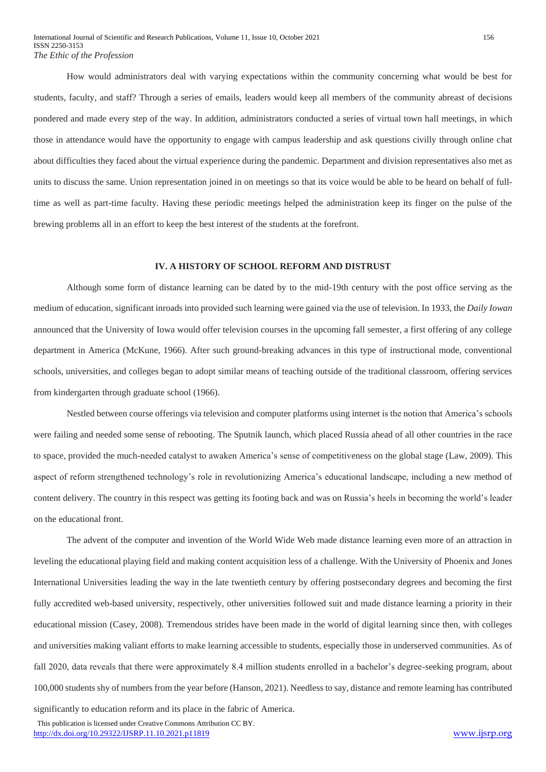How would administrators deal with varying expectations within the community concerning what would be best for students, faculty, and staff? Through a series of emails, leaders would keep all members of the community abreast of decisions pondered and made every step of the way. In addition, administrators conducted a series of virtual town hall meetings, in which those in attendance would have the opportunity to engage with campus leadership and ask questions civilly through online chat about difficulties they faced about the virtual experience during the pandemic. Department and division representatives also met as units to discuss the same. Union representation joined in on meetings so that its voice would be able to be heard on behalf of full-time as well as part-time faculty. Having these periodic meetings helped the administration keep its finger on the pulse of the brewing problems all in an effort to keep the best interest of the students at the forefront.

## IV. A HISTORY OF SCHOOL REFORM AND DISTRUST

Although some form of distance learning can be dated by to the mid-19th century with the post office serving as the medium of education, significant inroads into provided such learning were gained via the use of television. In 1933, the *Daily Iowan* announced that the University of Iowa would offer television courses in the upcoming fall semester, a first offering of any college department in America (McKune, 1966). After such ground-breaking advances in this type of instructional mode, conventional schools, universities, and colleges began to adopt similar means of teaching outside of the traditional classroom, offering services from kindergarten through graduate school (1966).

Nestled between course offerings via television and computer platforms using internet is the notion that America's schools were failing and needed some sense of rebooting. The Sputnik launch, which placed Russia ahead of all other countries in the race to space, provided the much-needed catalyst to awaken America's sense of competitiveness on the global stage (Law, 2009). This aspect of reform strengthened technology's role in revolutionizing America's educational landscape, including a new method of content delivery. The country in this respect was getting its footing back and was on Russia's heels in becoming the world's leader on the educational front.

The advent of the computer and invention of the World Wide Web made distance learning even more of an attraction in leveling the educational playing field and making content acquisition less of a challenge. With the University of Phoenix and Jones International Universities leading the way in the late twentieth century by offering postsecondary degrees and becoming the first fully accredited web-based university, respectively, other universities followed suit and made distance learning a priority in their educational mission (Casey, 2008). Tremendous strides have been made in the world of digital learning since then, with colleges and universities making valiant efforts to make learning accessible to students, especially those in underserved communities. As of fall 2020, data reveals that there were approximately 8.4 million students enrolled in a bachelor's degree-seeking program, about 100,000 students shy of numbers from the year before (Hanson, 2021). Needless to say, distance and remote learning has contributed significantly to education reform and its place in the fabric of America.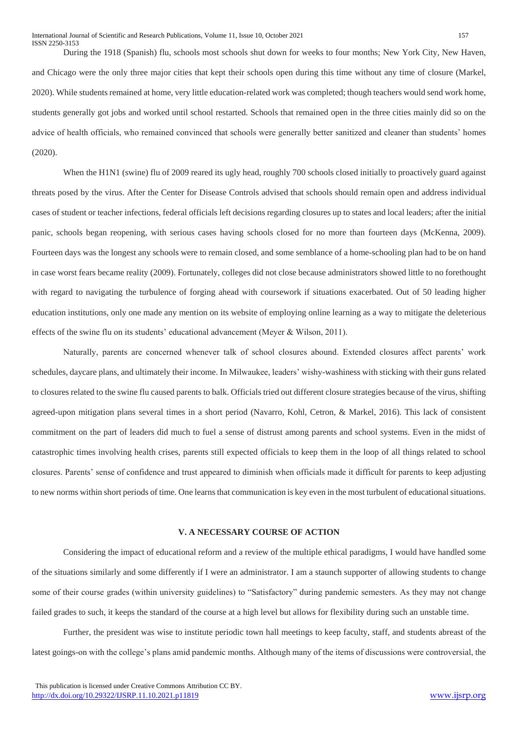During the 1918 (Spanish) flu, schools most schools shut down for weeks to four months; New York City, New Haven, and Chicago were the only three major cities that kept their schools open during this time without any time of closure (Markel, 2020). While students remained at home, very little education-related work was completed; though teachers would send work home, students generally got jobs and worked until school restarted. Schools that remained open in the three cities mainly did so on the advice of health officials, who remained convinced that schools were generally better sanitized and cleaner than students' homes (2020).

When the H1N1 (swine) flu of 2009 reared its ugly head, roughly 700 schools closed initially to proactively guard against threats posed by the virus. After the Center for Disease Controls advised that schools should remain open and address individual cases of student or teacher infections, federal officials left decisions regarding closures up to states and local leaders; after the initial panic, schools began reopening, with serious cases having schools closed for no more than fourteen days (McKenna, 2009). Fourteen days was the longest any schools were to remain closed, and some semblance of a home-schooling plan had to be on hand in case worst fears became reality (2009). Fortunately, colleges did not close because administrators showed little to no forethought with regard to navigating the turbulence of forging ahead with coursework if situations exacerbated. Out of 50 leading higher education institutions, only one made any mention on its website of employing online learning as a way to mitigate the deleterious effects of the swine flu on its students' educational advancement (Meyer & Wilson, 2011).

Naturally, parents are concerned whenever talk of school closures abound. Extended closures affect parents' work schedules, daycare plans, and ultimately their income. In Milwaukee, leaders' wishy-washiness with sticking with their guns related to closures related to the swine flu caused parents to balk. Officials tried out different closure strategies because of the virus, shifting agreed-upon mitigation plans several times in a short period (Navarro, Kohl, Cetron, & Markel, 2016). This lack of consistent commitment on the part of leaders did much to fuel a sense of distrust among parents and school systems. Even in the midst of catastrophic times involving health crises, parents still expected officials to keep them in the loop of all things related to school closures. Parents' sense of confidence and trust appeared to diminish when officials made it difficult for parents to keep adjusting to new norms within short periods of time. One learns that communication is key even in the most turbulent of educational situations.

## V. A NECESSARY COURSE OF ACTION

Considering the impact of educational reform and a review of the multiple ethical paradigms, I would have handled some of the situations similarly and some differently if I were an administrator. I am a staunch supporter of allowing students to change some of their course grades (within university guidelines) to "Satisfactory" during pandemic semesters. As they may not change failed grades to such, it keeps the standard of the course at a high level but allows for flexibility during such an unstable time.

Further, the president was wise to institute periodic town hall meetings to keep faculty, staff, and students abreast of the latest goings-on with the college's plans amid pandemic months. Although many of the items of discussions were controversial, the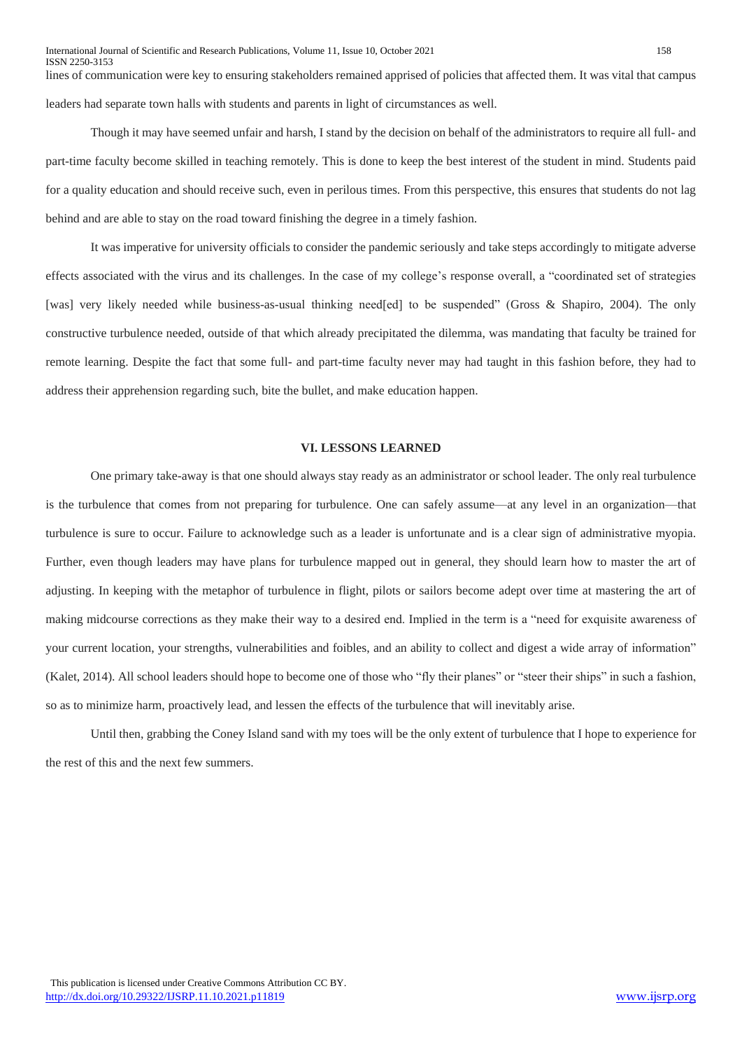lines of communication were key to ensuring stakeholders remained apprised of policies that affected them. It was vital that campus leaders had separate town halls with students and parents in light of circumstances as well.

Though it may have seemed unfair and harsh, I stand by the decision on behalf of the administrators to require all full- and part-time faculty become skilled in teaching remotely. This is done to keep the best interest of the student in mind. Students paid for a quality education and should receive such, even in perilous times. From this perspective, this ensures that students do not lag behind and are able to stay on the road toward finishing the degree in a timely fashion.

It was imperative for university officials to consider the pandemic seriously and take steps accordingly to mitigate adverse effects associated with the virus and its challenges. In the case of my college's response overall, a "coordinated set of strategies [was] very likely needed while business-as-usual thinking need[ed] to be suspended" (Gross & Shapiro, 2004). The only constructive turbulence needed, outside of that which already precipitated the dilemma, was mandating that faculty be trained for remote learning. Despite the fact that some full- and part-time faculty never may had taught in this fashion before, they had to address their apprehension regarding such, bite the bullet, and make education happen.

## VI. LESSONS LEARNED

One primary take-away is that one should always stay ready as an administrator or school leader. The only real turbulence is the turbulence that comes from not preparing for turbulence. One can safely assume—at any level in an organization—that turbulence is sure to occur. Failure to acknowledge such as a leader is unfortunate and is a clear sign of administrative myopia. Further, even though leaders may have plans for turbulence mapped out in general, they should learn how to master the art of adjusting. In keeping with the metaphor of turbulence in flight, pilots or sailors become adept over time at mastering the art of making midcourse corrections as they make their way to a desired end. Implied in the term is a "need for exquisite awareness of your current location, your strengths, vulnerabilities and foibles, and an ability to collect and digest a wide array of information" (Kalet, 2014). All school leaders should hope to become one of those who "fly their planes" or "steer their ships" in such a fashion, so as to minimize harm, proactively lead, and lessen the effects of the turbulence that will inevitably arise.

Until then, grabbing the Coney Island sand with my toes will be the only extent of turbulence that I hope to experience for the rest of this and the next few summers.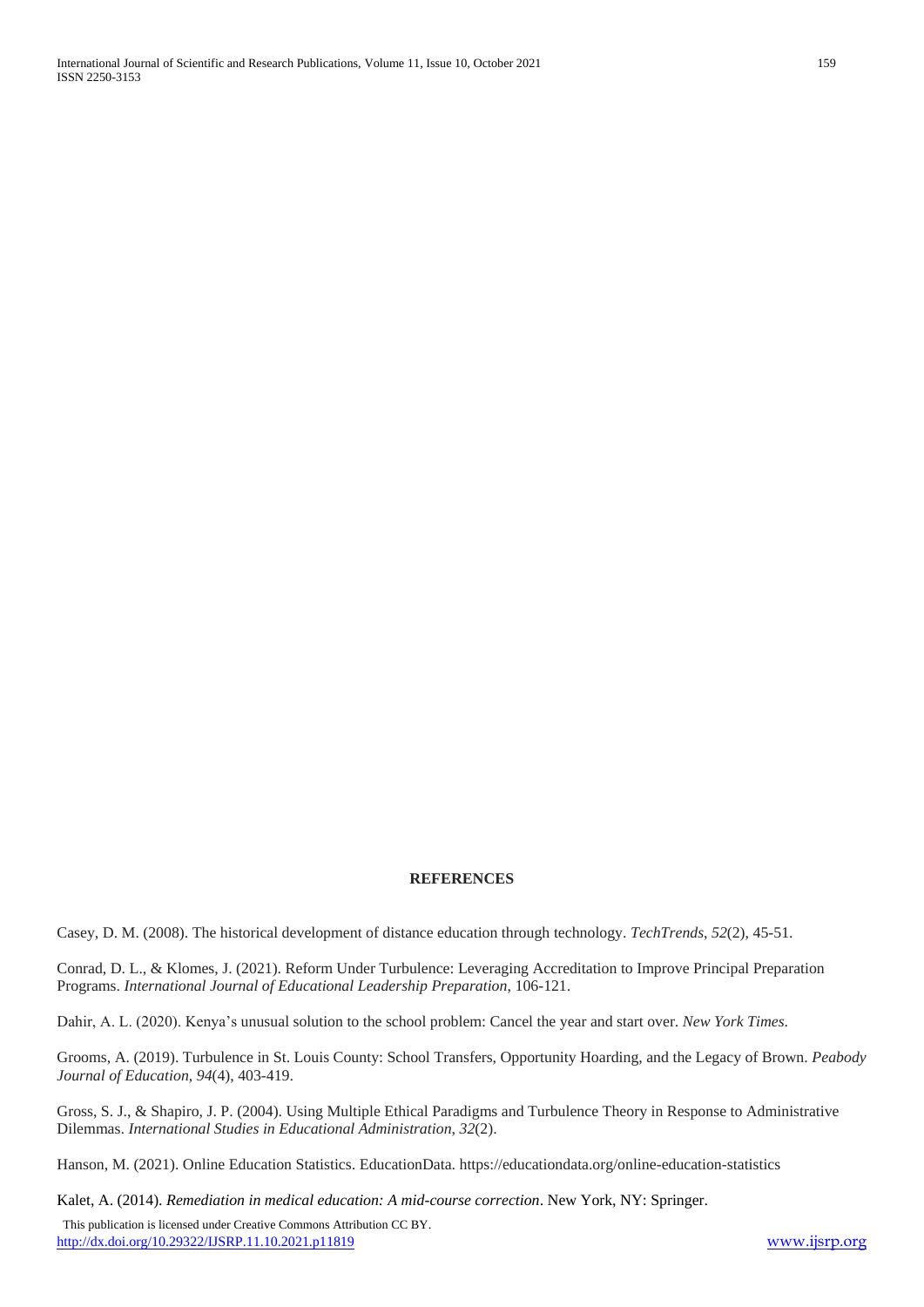## REFERENCES

Casey, D. M. (2008). The historical development of distance education through technology. *TechTrends*, *52*(2), 45-51.

Conrad, D. L., & Klomes, J. (2021). Reform Under Turbulence: Leveraging Accreditation to Improve Principal Preparation Programs. *International Journal of Educational Leadership Preparation*, 106-121.

Dahir, A. L. (2020). Kenya's unusual solution to the school problem: Cancel the year and start over. *New York Times.*

Grooms, A. (2019). Turbulence in St. Louis County: School Transfers, Opportunity Hoarding, and the Legacy of Brown. *Peabody Journal of Education*, *94*(4), 403-419.

Gross, S. J., & Shapiro, J. P. (2004). Using Multiple Ethical Paradigms and Turbulence Theory in Response to Administrative Dilemmas. *International Studies in Educational Administration*, *32*(2).

Hanson, M. (2021). Online Education Statistics. EducationData. https://educationdata.org/online-education-statistics

Kalet, A. (2014). *Remediation in medical education: A mid-course correction*. New York, NY: Springer.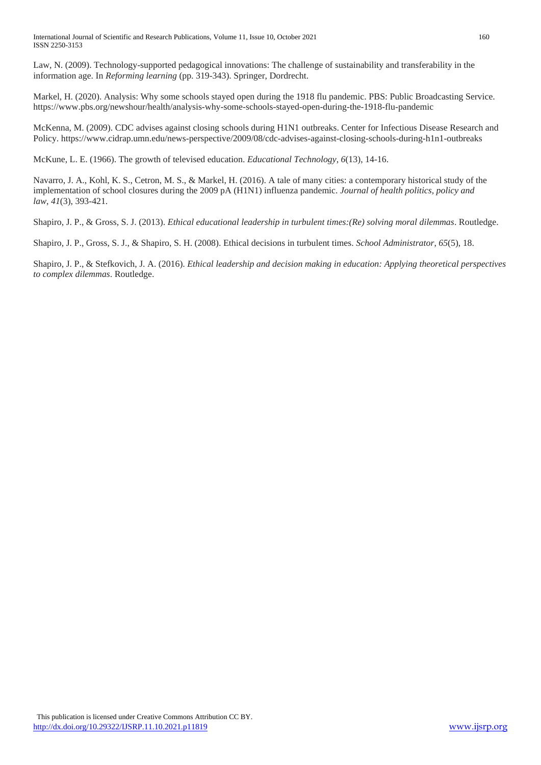Law, N. (2009). Technology-supported pedagogical innovations: The challenge of sustainability and transferability in the information age. In *Reforming learning* (pp. 319-343). Springer, Dordrecht.

Markel, H. (2020). Analysis: Why some schools stayed open during the 1918 flu pandemic. PBS: Public Broadcasting Service. https://www.pbs.org/newshour/health/analysis-why-some-schools-stayed-open-during-the-1918-flu-pandemic

McKenna, M. (2009). CDC advises against closing schools during H1N1 outbreaks. Center for Infectious Disease Research and Policy. https://www.cidrap.umn.edu/news-perspective/2009/08/cdc-advises-against-closing-schools-during-h1n1-outbreaks

McKune, L. E. (1966). The growth of televised education. *Educational Technology*, *6*(13), 14-16.

Navarro, J. A., Kohl, K. S., Cetron, M. S., & Markel, H. (2016). A tale of many cities: a contemporary historical study of the implementation of school closures during the 2009 pA (H1N1) influenza pandemic. *Journal of health politics, policy and law*, *41*(3), 393-421.

Shapiro, J. P., & Gross, S. J. (2013). *Ethical educational leadership in turbulent times:(Re) solving moral dilemmas*. Routledge.

Shapiro, J. P., Gross, S. J., & Shapiro, S. H. (2008). Ethical decisions in turbulent times. *School Administrator*, *65*(5), 18.

Shapiro, J. P., & Stefkovich, J. A. (2016). *Ethical leadership and decision making in education: Applying theoretical perspectives to complex dilemmas*. Routledge.